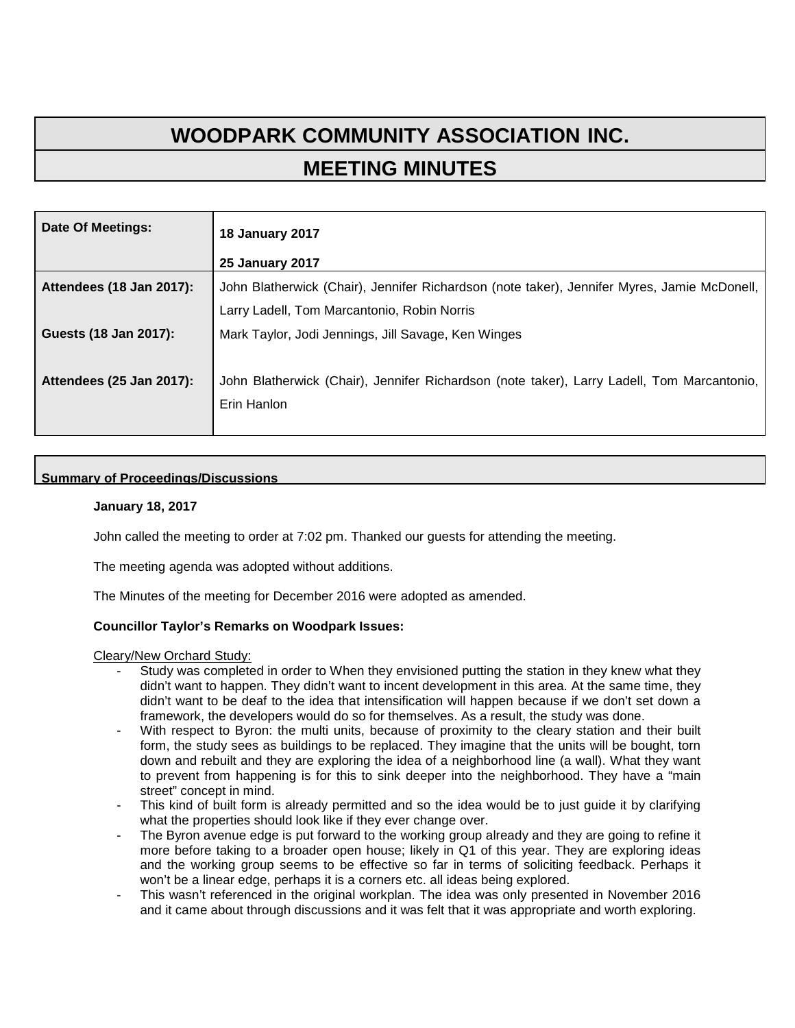# WOODPARK COMMUNITY ASSOCIATION INC.

## MEETING MINUTES

| Date Of Meetings: | **18 January 2017**<br>**25 January 2017** |
|---|---|
| **Attendees (18 Jan 2017):** | John Blatherwick (Chair), Jennifer Richardson (note taker), Jennifer Myres, Jamie McDonell, Larry Ladell, Tom Marcantonio, Robin Norris |
| **Guests (18 Jan 2017):** | Mark Taylor, Jodi Jennings, Jill Savage, Ken Winges |
| **Attendees (25 Jan 2017):** | John Blatherwick (Chair), Jennifer Richardson (note taker), Larry Ladell, Tom Marcantonio, Erin Hanlon |

**Summary of Proceedings/Discussions**

**January 18, 2017**

John called the meeting to order at 7:02 pm. Thanked our guests for attending the meeting.

The meeting agenda was adopted without additions.

The Minutes of the meeting for December 2016 were adopted as amended.

**Councillor Taylor's Remarks on Woodpark Issues:**

Cleary/New Orchard Study:

- Study was completed in order to When they envisioned putting the station in they knew what they didn't want to happen. They didn't want to incent development in this area. At the same time, they didn't want to be deaf to the idea that intensification will happen because if we don't set down a framework, the developers would do so for themselves. As a result, the study was done.
- With respect to Byron: the multi units, because of proximity to the cleary station and their built form, the study sees as buildings to be replaced. They imagine that the units will be bought, torn down and rebuilt and they are exploring the idea of a neighborhood line (a wall). What they want to prevent from happening is for this to sink deeper into the neighborhood. They have a "main street" concept in mind.
- This kind of built form is already permitted and so the idea would be to just guide it by clarifying what the properties should look like if they ever change over.
- The Byron avenue edge is put forward to the working group already and they are going to refine it more before taking to a broader open house; likely in Q1 of this year. They are exploring ideas and the working group seems to be effective so far in terms of soliciting feedback. Perhaps it won't be a linear edge, perhaps it is a corners etc. all ideas being explored.
- This wasn't referenced in the original workplan. The idea was only presented in November 2016 and it came about through discussions and it was felt that it was appropriate and worth exploring.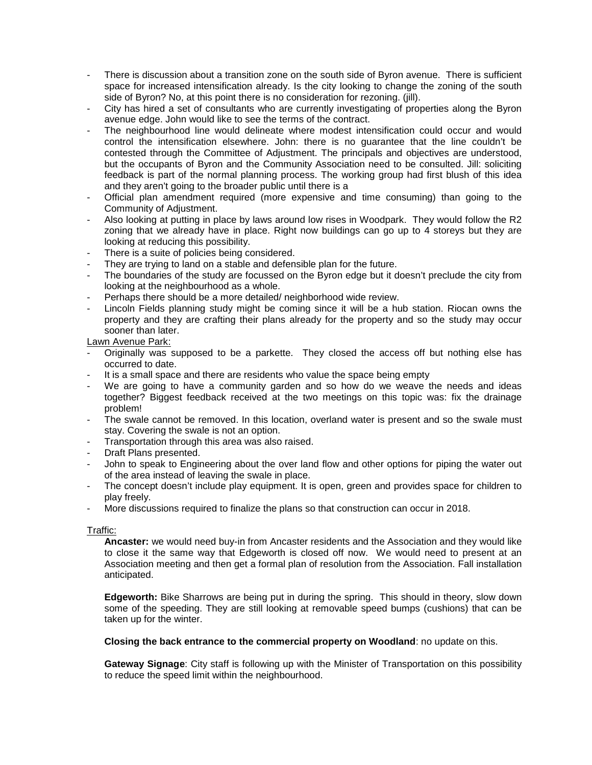- There is discussion about a transition zone on the south side of Byron avenue. There is sufficient space for increased intensification already. Is the city looking to change the zoning of the south side of Byron? No, at this point there is no consideration for rezoning. (jill).
- City has hired a set of consultants who are currently investigating of properties along the Byron avenue edge. John would like to see the terms of the contract.
- The neighbourhood line would delineate where modest intensification could occur and would control the intensification elsewhere. John: there is no guarantee that the line couldn't be contested through the Committee of Adjustment. The principals and objectives are understood, but the occupants of Byron and the Community Association need to be consulted. Jill: soliciting feedback is part of the normal planning process. The working group had first blush of this idea and they aren't going to the broader public until there is a
- Official plan amendment required (more expensive and time consuming) than going to the Community of Adjustment.
- Also looking at putting in place by laws around low rises in Woodpark. They would follow the R2 zoning that we already have in place. Right now buildings can go up to 4 storeys but they are looking at reducing this possibility.
- There is a suite of policies being considered.
- They are trying to land on a stable and defensible plan for the future.
- The boundaries of the study are focussed on the Byron edge but it doesn't preclude the city from looking at the neighbourhood as a whole.
- Perhaps there should be a more detailed/ neighborhood wide review.
- Lincoln Fields planning study might be coming since it will be a hub station. Riocan owns the property and they are crafting their plans already for the property and so the study may occur sooner than later.

Lawn Avenue Park:

- Originally was supposed to be a parkette. They closed the access off but nothing else has occurred to date.
- It is a small space and there are residents who value the space being empty
- We are going to have a community garden and so how do we weave the needs and ideas together? Biggest feedback received at the two meetings on this topic was: fix the drainage problem!
- The swale cannot be removed. In this location, overland water is present and so the swale must stay. Covering the swale is not an option.
- Transportation through this area was also raised.
- Draft Plans presented.
- John to speak to Engineering about the over land flow and other options for piping the water out of the area instead of leaving the swale in place.
- The concept doesn't include play equipment. It is open, green and provides space for children to play freely.
- More discussions required to finalize the plans so that construction can occur in 2018.

Traffic:

**Ancaster:** we would need buy-in from Ancaster residents and the Association and they would like to close it the same way that Edgeworth is closed off now. We would need to present at an Association meeting and then get a formal plan of resolution from the Association. Fall installation anticipated.

**Edgeworth:** Bike Sharrows are being put in during the spring. This should in theory, slow down some of the speeding. They are still looking at removable speed bumps (cushions) that can be taken up for the winter.

**Closing the back entrance to the commercial property on Woodland**: no update on this.

**Gateway Signage**: City staff is following up with the Minister of Transportation on this possibility to reduce the speed limit within the neighbourhood.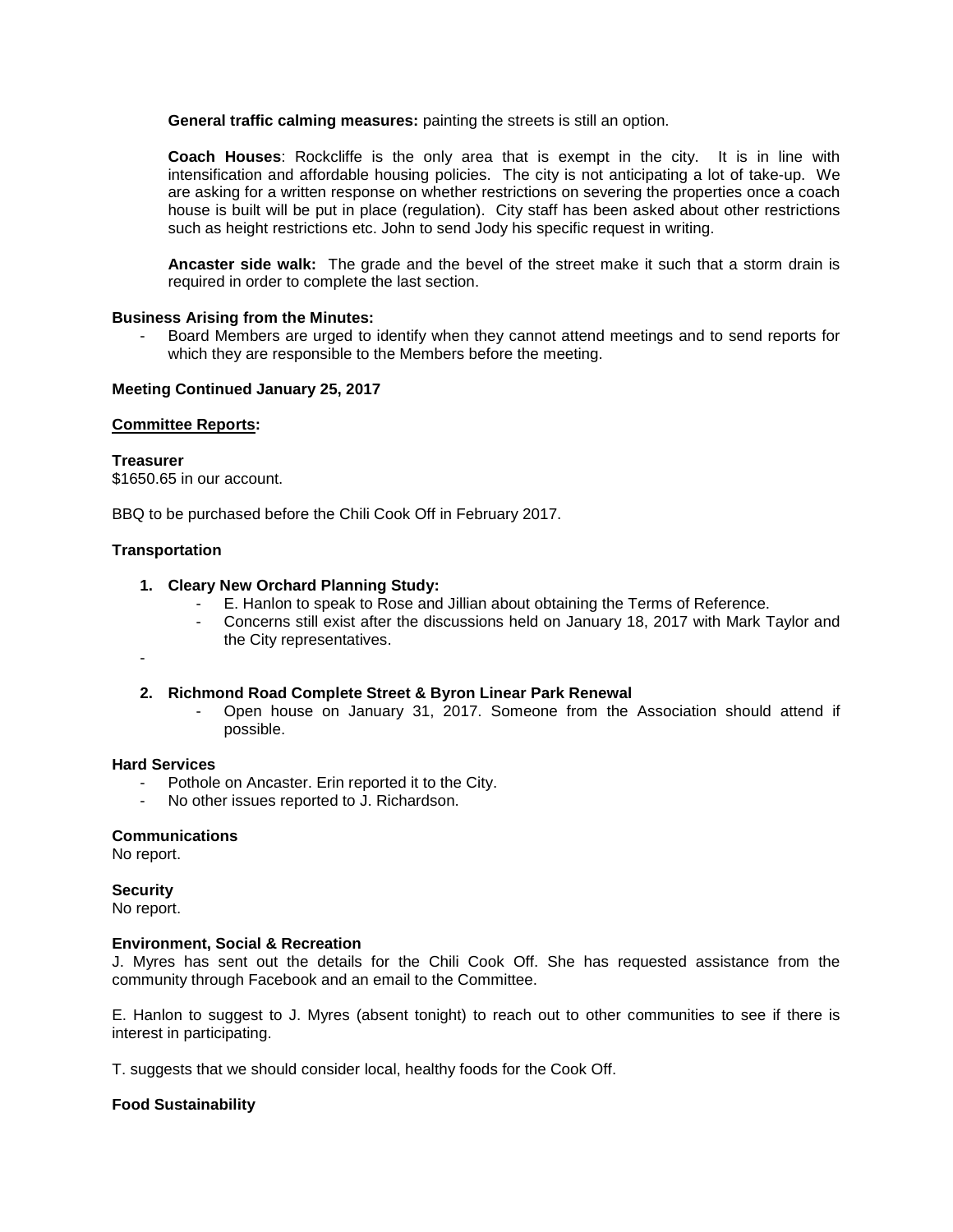**General traffic calming measures:** painting the streets is still an option.

**Coach Houses**: Rockcliffe is the only area that is exempt in the city. It is in line with intensification and affordable housing policies. The city is not anticipating a lot of take-up. We are asking for a written response on whether restrictions on severing the properties once a coach house is built will be put in place (regulation). City staff has been asked about other restrictions such as height restrictions etc. John to send Jody his specific request in writing.

**Ancaster side walk:** The grade and the bevel of the street make it such that a storm drain is required in order to complete the last section.

**Business Arising from the Minutes:**

- Board Members are urged to identify when they cannot attend meetings and to send reports for which they are responsible to the Members before the meeting.

**Meeting Continued January 25, 2017**

**Committee Reports:**

**Treasurer**

$1650.65 in our account.

BBQ to be purchased before the Chili Cook Off in February 2017.

**Transportation**

1. **Cleary New Orchard Planning Study:**
   - E. Hanlon to speak to Rose and Jillian about obtaining the Terms of Reference.
   - Concerns still exist after the discussions held on January 18, 2017 with Mark Taylor and the City representatives.

-

2. **Richmond Road Complete Street & Byron Linear Park Renewal**
   - Open house on January 31, 2017. Someone from the Association should attend if possible.

**Hard Services**

- Pothole on Ancaster. Erin reported it to the City.
- No other issues reported to J. Richardson.

**Communications**

No report.

**Security**

No report.

**Environment, Social & Recreation**

J. Myres has sent out the details for the Chili Cook Off. She has requested assistance from the community through Facebook and an email to the Committee.

E. Hanlon to suggest to J. Myres (absent tonight) to reach out to other communities to see if there is interest in participating.

T. suggests that we should consider local, healthy foods for the Cook Off.

**Food Sustainability**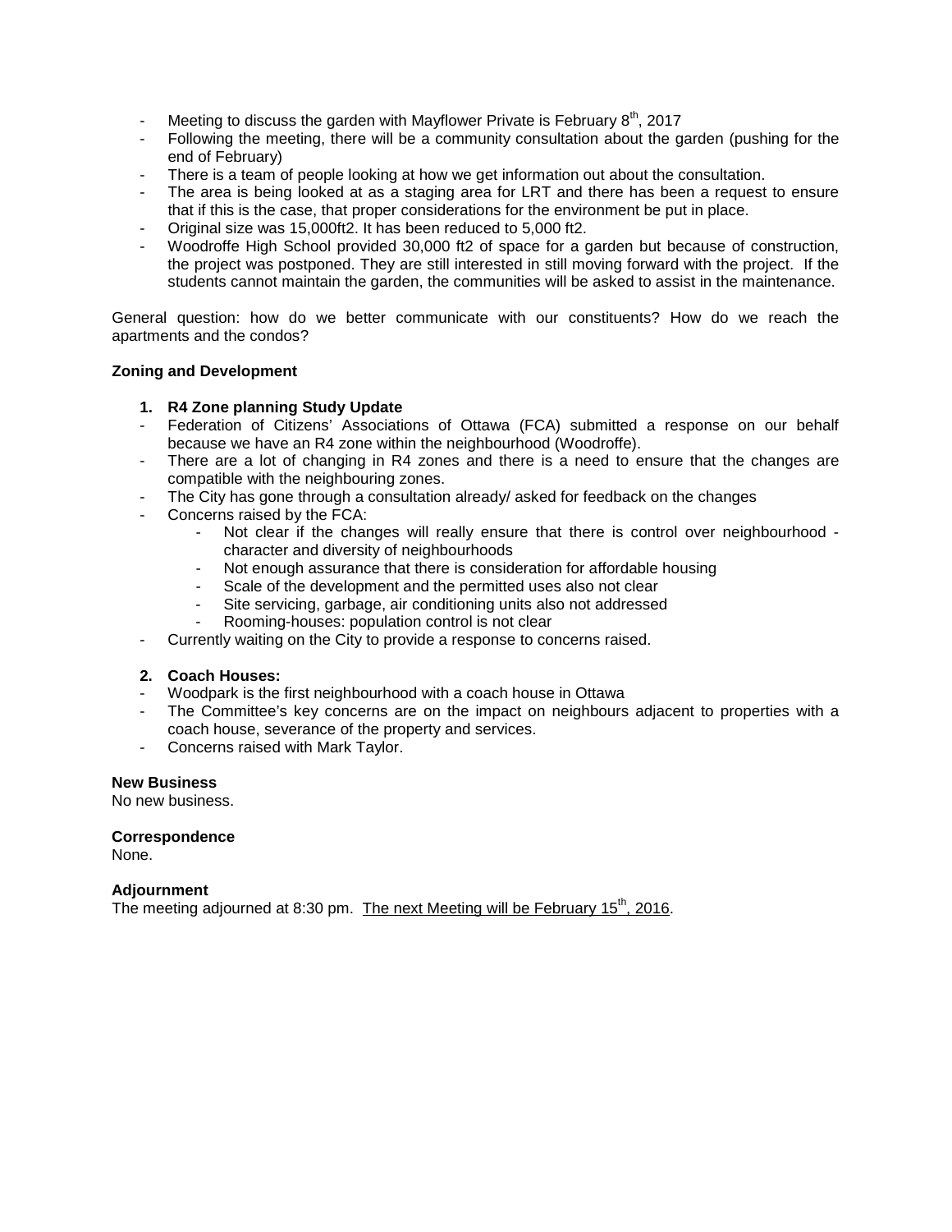- Meeting to discuss the garden with Mayflower Private is February 8th, 2017
- Following the meeting, there will be a community consultation about the garden (pushing for the end of February)
- There is a team of people looking at how we get information out about the consultation.
- The area is being looked at as a staging area for LRT and there has been a request to ensure that if this is the case, that proper considerations for the environment be put in place.
- Original size was 15,000ft2. It has been reduced to 5,000 ft2.
- Woodroffe High School provided 30,000 ft2 of space for a garden but because of construction, the project was postponed. They are still interested in still moving forward with the project. If the students cannot maintain the garden, the communities will be asked to assist in the maintenance.

General question: how do we better communicate with our constituents? How do we reach the apartments and the condos?

**Zoning and Development**

**1. R4 Zone planning Study Update**

- Federation of Citizens' Associations of Ottawa (FCA) submitted a response on our behalf because we have an R4 zone within the neighbourhood (Woodroffe).
- There are a lot of changing in R4 zones and there is a need to ensure that the changes are compatible with the neighbouring zones.
- The City has gone through a consultation already/ asked for feedback on the changes
- Concerns raised by the FCA:
    - Not clear if the changes will really ensure that there is control over neighbourhood - character and diversity of neighbourhoods
    - Not enough assurance that there is consideration for affordable housing
    - Scale of the development and the permitted uses also not clear
    - Site servicing, garbage, air conditioning units also not addressed
    - Rooming-houses: population control is not clear
- Currently waiting on the City to provide a response to concerns raised.

**2. Coach Houses:**

- Woodpark is the first neighbourhood with a coach house in Ottawa
- The Committee's key concerns are on the impact on neighbours adjacent to properties with a coach house, severance of the property and services.
- Concerns raised with Mark Taylor.

**New Business**

No new business.

**Correspondence**

None.

**Adjournment**

The meeting adjourned at 8:30 pm. The next Meeting will be February 15th, 2016.